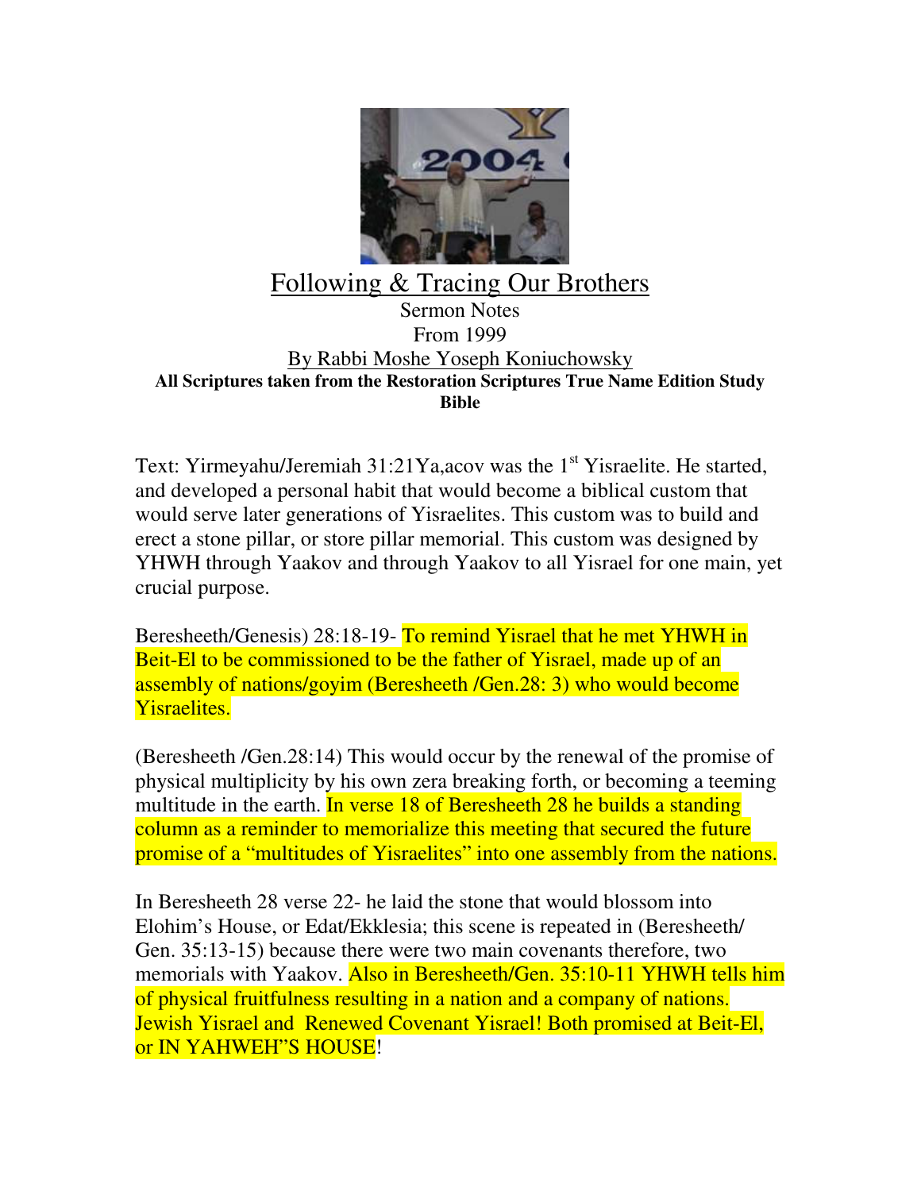# Following & Tracing Our Brothers

Sermon Notes

From 1999

By Rabbi Moshe Yoseph Koniuchowsky

**All Scriptures taken from the Restoration Scriptures True Name Edition Study Bible**

Text: Yirmeyahu/Jeremiah 31:21Ya,acov was the 1st Yisraelite. He started, and developed a personal habit that would become a biblical custom that would serve later generations of Yisraelites. This custom was to build and erect a stone pillar, or store pillar memorial. This custom was designed by YHWH through Yaakov and through Yaakov to all Yisrael for one main, yet crucial purpose.

Beresheeth/Genesis) 28:18-19- To remind Yisrael that he met YHWH in Beit-El to be commissioned to be the father of Yisrael, made up of an assembly of nations/goyim (Beresheeth /Gen.28: 3) who would become Yisraelites.

(Beresheeth /Gen.28:14) This would occur by the renewal of the promise of physical multiplicity by his own zera breaking forth, or becoming a teeming multitude in the earth. In verse 18 of Beresheeth 28 he builds a standing column as a reminder to memorialize this meeting that secured the future promise of a "multitudes of Yisraelites" into one assembly from the nations.

In Beresheeth 28 verse 22- he laid the stone that would blossom into Elohim's House, or Edat/Ekklesia; this scene is repeated in (Beresheeth/ Gen. 35:13-15) because there were two main covenants therefore, two memorials with Yaakov. Also in Beresheeth/Gen. 35:10-11 YHWH tells him of physical fruitfulness resulting in a nation and a company of nations. Jewish Yisrael and Renewed Covenant Yisrael! Both promised at Beit-El, or IN YAHWEH"S HOUSE!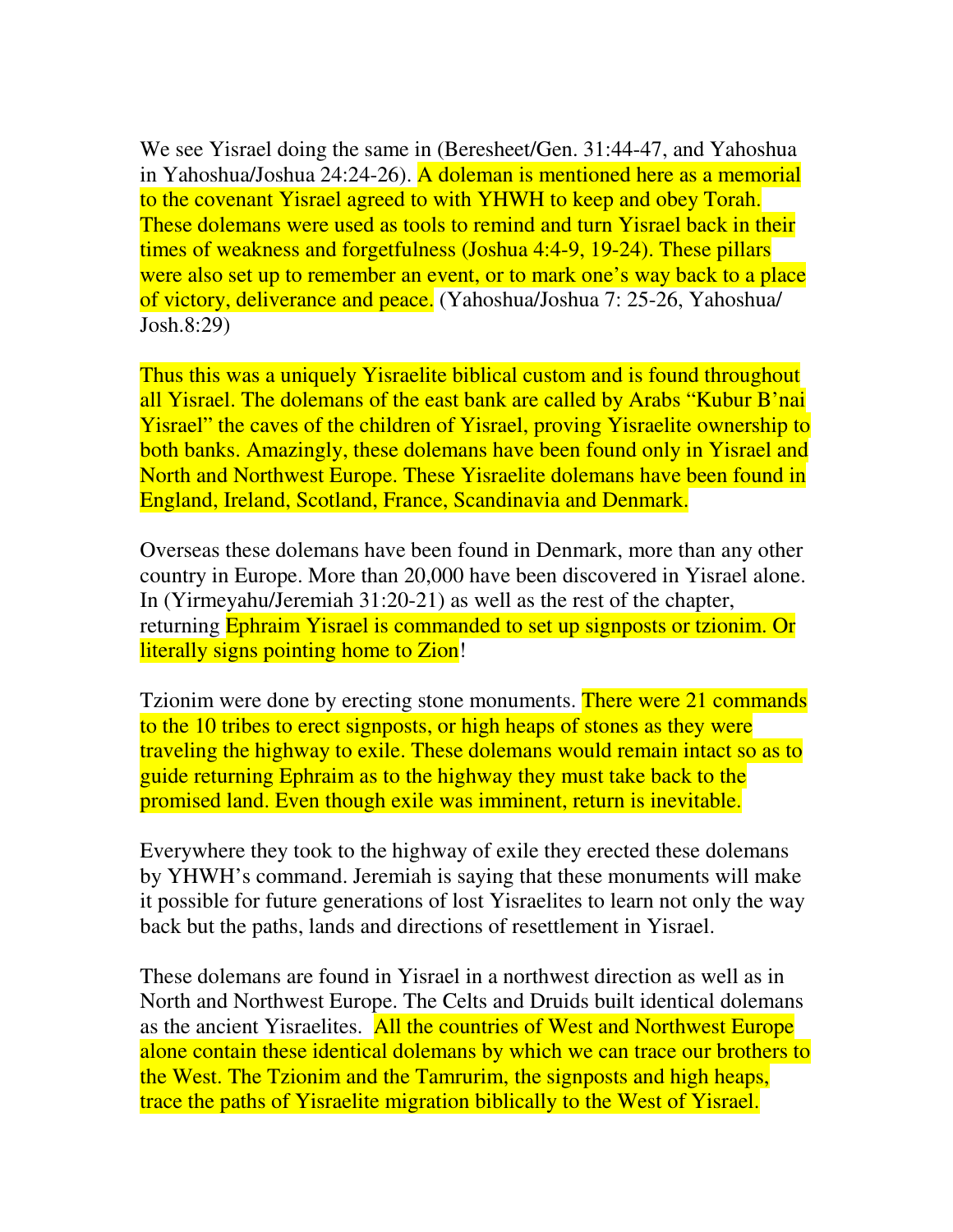We see Yisrael doing the same in (Beresheet/Gen. 31:44-47, and Yahoshua in Yahoshua/Joshua 24:24-26). A doleman is mentioned here as a memorial to the covenant Yisrael agreed to with YHWH to keep and obey Torah. These dolemans were used as tools to remind and turn Yisrael back in their times of weakness and forgetfulness (Joshua 4:4-9, 19-24). These pillars were also set up to remember an event, or to mark one's way back to a place of victory, deliverance and peace. (Yahoshua/Joshua 7: 25-26, Yahoshua/ Josh.8:29)

Thus this was a uniquely Yisraelite biblical custom and is found throughout all Yisrael. The dolemans of the east bank are called by Arabs "Kubur B'nai Yisrael" the caves of the children of Yisrael, proving Yisraelite ownership to both banks. Amazingly, these dolemans have been found only in Yisrael and North and Northwest Europe. These Yisraelite dolemans have been found in England, Ireland, Scotland, France, Scandinavia and Denmark.

Overseas these dolemans have been found in Denmark, more than any other country in Europe. More than 20,000 have been discovered in Yisrael alone. In (Yirmeyahu/Jeremiah 31:20-21) as well as the rest of the chapter, returning Ephraim Yisrael is commanded to set up signposts or tzionim. Or literally signs pointing home to Zion!

Tzionim were done by erecting stone monuments. There were 21 commands to the 10 tribes to erect signposts, or high heaps of stones as they were traveling the highway to exile. These dolemans would remain intact so as to guide returning Ephraim as to the highway they must take back to the promised land. Even though exile was imminent, return is inevitable.

Everywhere they took to the highway of exile they erected these dolemans by YHWH's command. Jeremiah is saying that these monuments will make it possible for future generations of lost Yisraelites to learn not only the way back but the paths, lands and directions of resettlement in Yisrael.

These dolemans are found in Yisrael in a northwest direction as well as in North and Northwest Europe. The Celts and Druids built identical dolemans as the ancient Yisraelites. All the countries of West and Northwest Europe alone contain these identical dolemans by which we can trace our brothers to the West. The Tzionim and the Tamrurim, the signposts and high heaps, trace the paths of Yisraelite migration biblically to the West of Yisrael.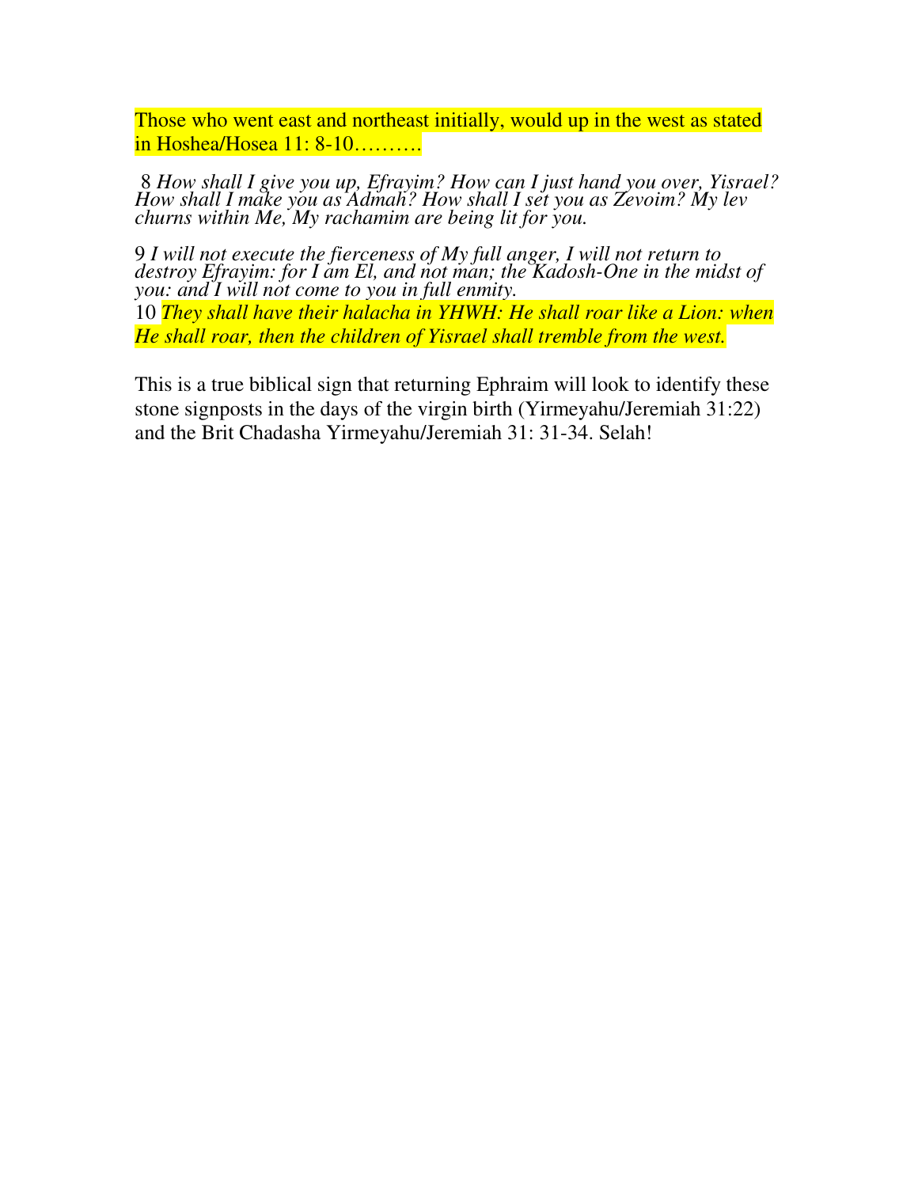Those who went east and northeast initially, would up in the west as stated in Hoshea/Hosea 11: 8-10……….

8 *How shall I give you up, Efrayim? How can I just hand you over, Yisrael? How shall I make you as Admah? How shall I set you as Zevoim? My lev churns within Me, My rachamim are being lit for you.*

9 *I will not execute the fierceness of My full anger, I will not return to destroy Efrayim: for I am El, and not man; the Kadosh-One in the midst of you: and I will not come to you in full enmity.*

10 *They shall have their halacha in YHWH: He shall roar like a Lion: when He shall roar, then the children of Yisrael shall tremble from the west.*

This is a true biblical sign that returning Ephraim will look to identify these stone signposts in the days of the virgin birth (Yirmeyahu/Jeremiah 31:22) and the Brit Chadasha Yirmeyahu/Jeremiah 31: 31-34. Selah!